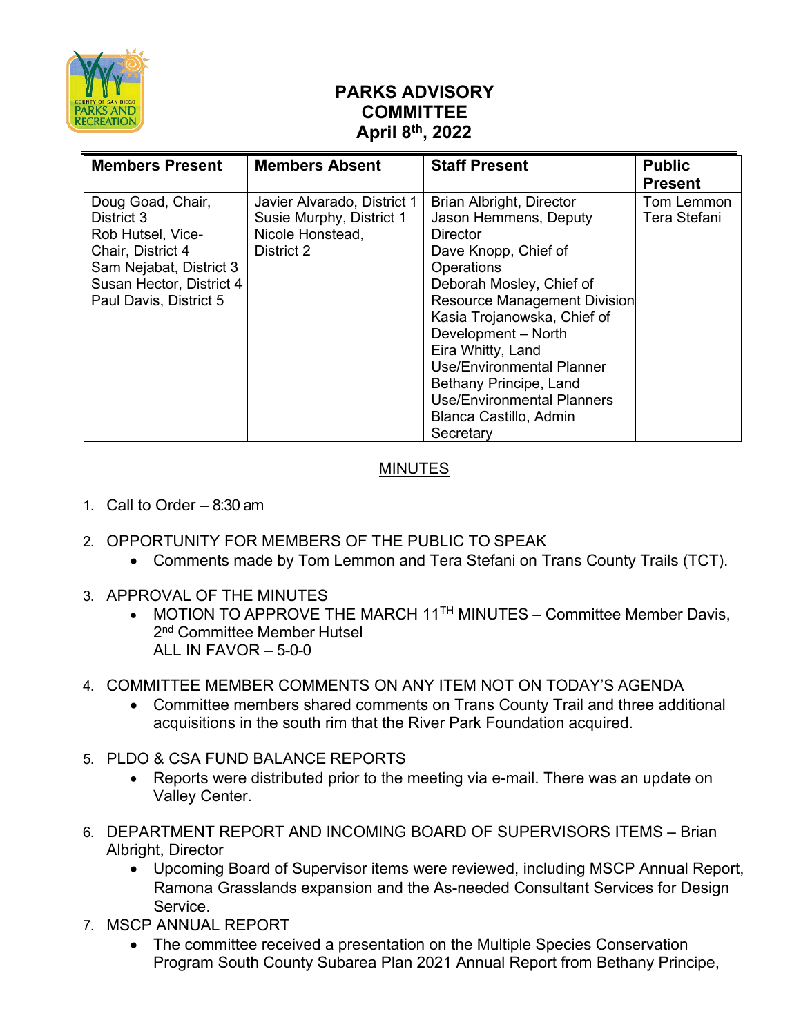# PARKS ADVISORY COMMITTEE
## April 8th, 2022

| Members Present | Members Absent | Staff Present | Public Present |
|---|---|---|---|
| Doug Goad, Chair, District 3<br>Rob Hutsel, Vice-Chair, District 4<br>Sam Nejabat, District 3<br>Susan Hector, District 4<br>Paul Davis, District 5 | Javier Alvarado, District 1<br>Susie Murphy, District 1<br>Nicole Honstead, District 2 | Brian Albright, Director<br>Jason Hemmens, Deputy Director<br>Dave Knopp, Chief of Operations<br>Deborah Mosley, Chief of Resource Management Division<br>Kasia Trojanowska, Chief of Development – North<br>Eira Whitty, Land Use/Environmental Planner<br>Bethany Principe, Land Use/Environmental Planners<br>Blanca Castillo, Admin Secretary | Tom Lemmon<br>Tera Stefani |

## MINUTES

1. Call to Order – 8:30 am

2. OPPORTUNITY FOR MEMBERS OF THE PUBLIC TO SPEAK
   - Comments made by Tom Lemmon and Tera Stefani on Trans County Trails (TCT).

3. APPROVAL OF THE MINUTES
   - MOTION TO APPROVE THE MARCH 11TH MINUTES – Committee Member Davis, 2nd Committee Member Hutsel
     ALL IN FAVOR – 5-0-0

4. COMMITTEE MEMBER COMMENTS ON ANY ITEM NOT ON TODAY'S AGENDA
   - Committee members shared comments on Trans County Trail and three additional acquisitions in the south rim that the River Park Foundation acquired.

5. PLDO & CSA FUND BALANCE REPORTS
   - Reports were distributed prior to the meeting via e-mail. There was an update on Valley Center.

6. DEPARTMENT REPORT AND INCOMING BOARD OF SUPERVISORS ITEMS – Brian Albright, Director
   - Upcoming Board of Supervisor items were reviewed, including MSCP Annual Report, Ramona Grasslands expansion and the As-needed Consultant Services for Design Service.

7. MSCP ANNUAL REPORT
   - The committee received a presentation on the Multiple Species Conservation Program South County Subarea Plan 2021 Annual Report from Bethany Principe,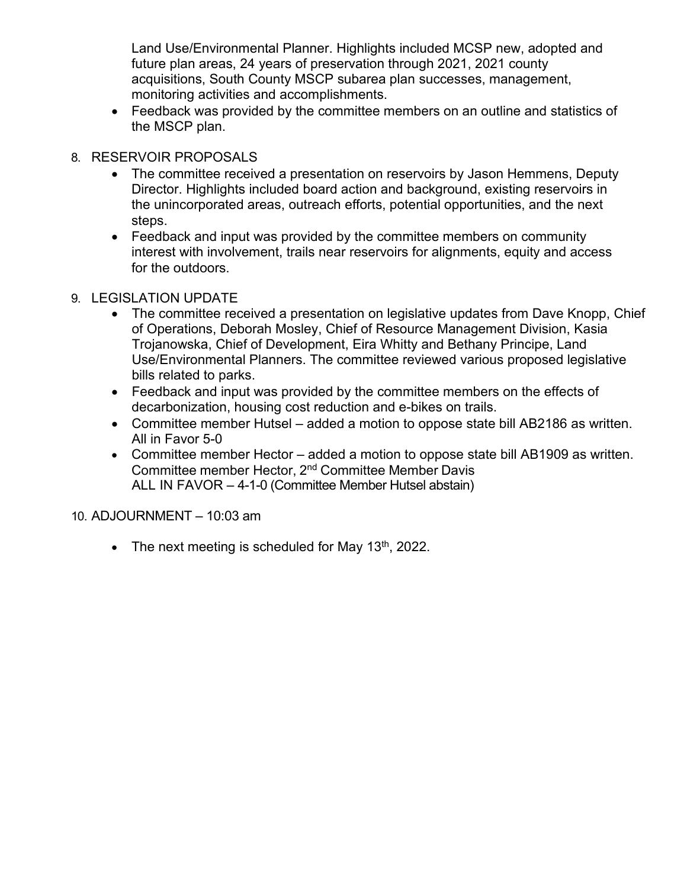Land Use/Environmental Planner. Highlights included MCSP new, adopted and future plan areas, 24 years of preservation through 2021, 2021 county acquisitions, South County MSCP subarea plan successes, management, monitoring activities and accomplishments.

- Feedback was provided by the committee members on an outline and statistics of the MSCP plan.

8. RESERVOIR PROPOSALS
   - The committee received a presentation on reservoirs by Jason Hemmens, Deputy Director. Highlights included board action and background, existing reservoirs in the unincorporated areas, outreach efforts, potential opportunities, and the next steps.
   - Feedback and input was provided by the committee members on community interest with involvement, trails near reservoirs for alignments, equity and access for the outdoors.

9. LEGISLATION UPDATE
   - The committee received a presentation on legislative updates from Dave Knopp, Chief of Operations, Deborah Mosley, Chief of Resource Management Division, Kasia Trojanowska, Chief of Development, Eira Whitty and Bethany Principe, Land Use/Environmental Planners. The committee reviewed various proposed legislative bills related to parks.
   - Feedback and input was provided by the committee members on the effects of decarbonization, housing cost reduction and e-bikes on trails.
   - Committee member Hutsel – added a motion to oppose state bill AB2186 as written. All in Favor 5-0
   - Committee member Hector – added a motion to oppose state bill AB1909 as written. Committee member Hector, 2nd Committee Member Davis
     ALL IN FAVOR – 4-1-0 (Committee Member Hutsel abstain)

10. ADJOURNMENT – 10:03 am

   - The next meeting is scheduled for May 13th, 2022.